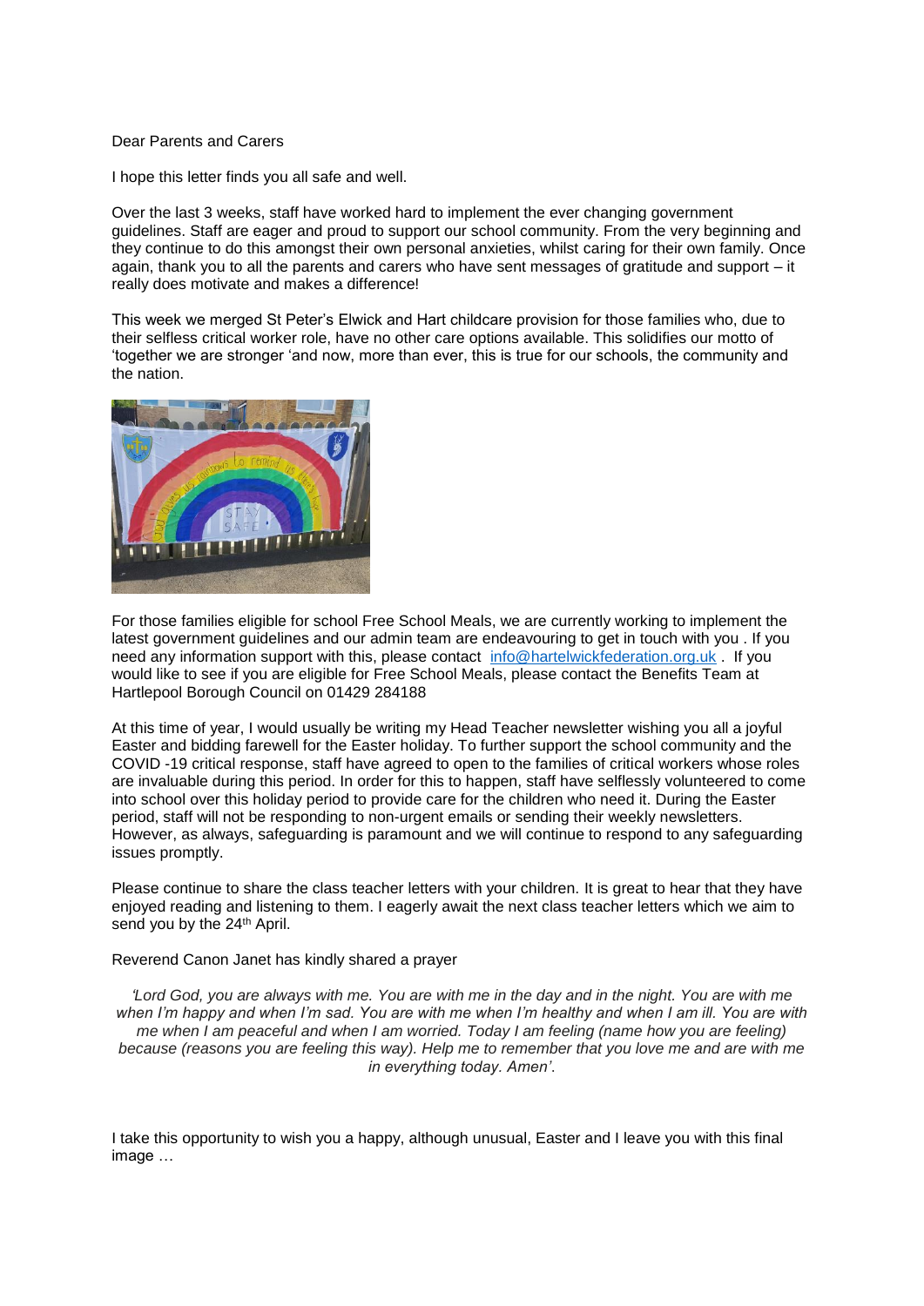Dear Parents and Carers

I hope this letter finds you all safe and well.

Over the last 3 weeks, staff have worked hard to implement the ever changing government guidelines. Staff are eager and proud to support our school community. From the very beginning and they continue to do this amongst their own personal anxieties, whilst caring for their own family. Once again, thank you to all the parents and carers who have sent messages of gratitude and support – it really does motivate and makes a difference!

This week we merged St Peter's Elwick and Hart childcare provision for those families who, due to their selfless critical worker role, have no other care options available. This solidifies our motto of 'together we are stronger 'and now, more than ever, this is true for our schools, the community and the nation.

For those families eligible for school Free School Meals, we are currently working to implement the latest government guidelines and our admin team are endeavouring to get in touch with you . If you need any information support with this, please contact info@hartelwickfederation.org.uk . If you would like to see if you are eligible for Free School Meals, please contact the Benefits Team at Hartlepool Borough Council on 01429 284188

At this time of year, I would usually be writing my Head Teacher newsletter wishing you all a joyful Easter and bidding farewell for the Easter holiday. To further support the school community and the COVID -19 critical response, staff have agreed to open to the families of critical workers whose roles are invaluable during this period. In order for this to happen, staff have selflessly volunteered to come into school over this holiday period to provide care for the children who need it. During the Easter period, staff will not be responding to non-urgent emails or sending their weekly newsletters. However, as always, safeguarding is paramount and we will continue to respond to any safeguarding issues promptly.

Please continue to share the class teacher letters with your children. It is great to hear that they have enjoyed reading and listening to them. I eagerly await the next class teacher letters which we aim to send you by the 24th April.

Reverend Canon Janet has kindly shared a prayer

*'Lord God, you are always with me. You are with me in the day and in the night. You are with me when I'm happy and when I'm sad. You are with me when I'm healthy and when I am ill. You are with me when I am peaceful and when I am worried. Today I am feeling (name how you are feeling) because (reasons you are feeling this way). Help me to remember that you love me and are with me in everything today. Amen'.*

I take this opportunity to wish you a happy, although unusual, Easter and I leave you with this final image …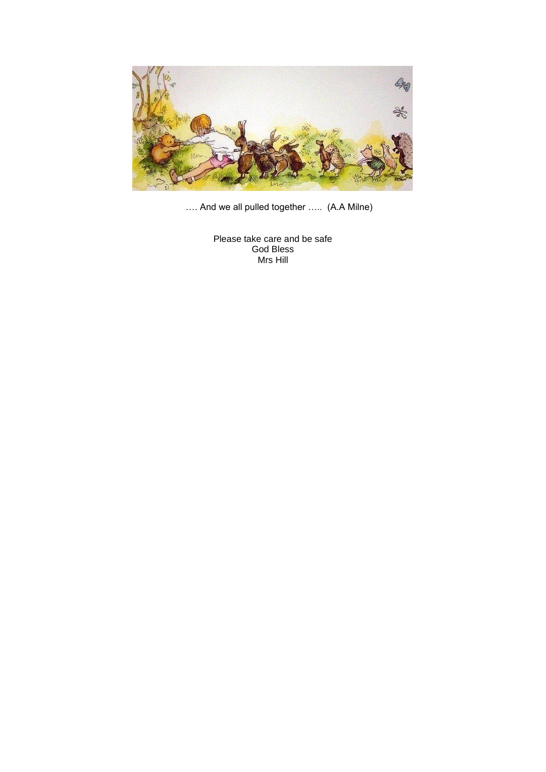…. And we all pulled together ….. (A.A Milne)

Please take care and be safe
God Bless
Mrs Hill